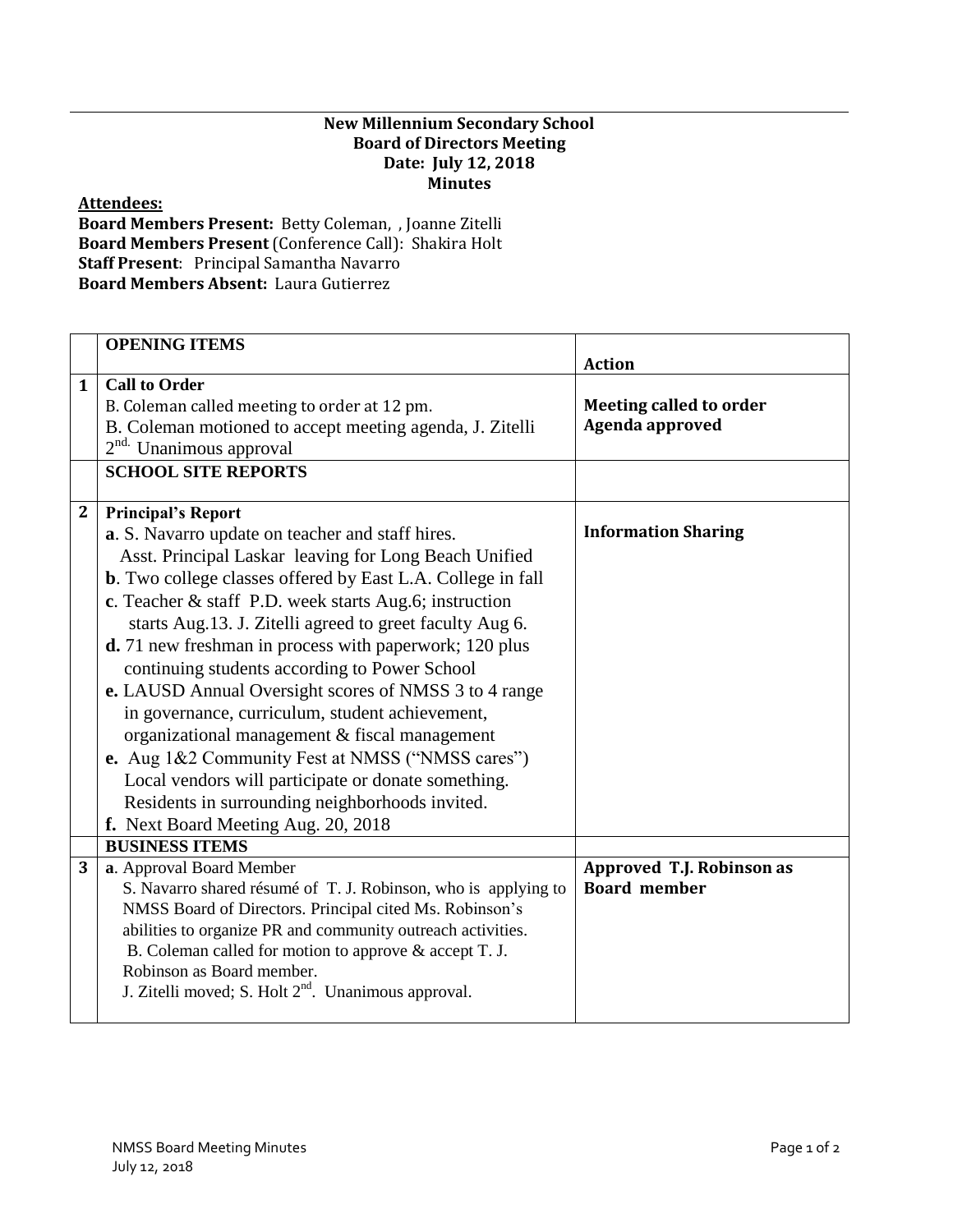**New Millennium Secondary School**
**Board of Directors Meeting**
**Date: July 12, 2018**
**Minutes**

**Attendees:**

**Board Members Present:** Betty Coleman, , Joanne Zitelli
**Board Members Present** (Conference Call): Shakira Holt
**Staff Present**: Principal Samantha Navarro
**Board Members Absent:** Laura Gutierrez

| | **OPENING ITEMS** | **Action** |
|---|---|---|
| **1** | **Call to Order**<br>B. Coleman called meeting to order at 12 pm.<br>B. Coleman motioned to accept meeting agenda, J. Zitelli 2nd. Unanimous approval | **Meeting called to order**<br>**Agenda approved** |
| | **SCHOOL SITE REPORTS** | |
| **2** | **Principal's Report**<br>**a**. S. Navarro update on teacher and staff hires. Asst. Principal Laskar leaving for Long Beach Unified<br>**b**. Two college classes offered by East L.A. College in fall<br>**c**. Teacher & staff P.D. week starts Aug.6; instruction starts Aug.13. J. Zitelli agreed to greet faculty Aug 6.<br>**d.** 71 new freshman in process with paperwork; 120 plus continuing students according to Power School<br>**e.** LAUSD Annual Oversight scores of NMSS 3 to 4 range in governance, curriculum, student achievement, organizational management & fiscal management<br>**e.** Aug 1&2 Community Fest at NMSS ("NMSS cares") Local vendors will participate or donate something. Residents in surrounding neighborhoods invited.<br>**f.** Next Board Meeting Aug. 20, 2018 | **Information Sharing** |
| | **BUSINESS ITEMS** | |
| **3** | **a**. Approval Board Member<br>S. Navarro shared résumé of T. J. Robinson, who is applying to NMSS Board of Directors. Principal cited Ms. Robinson's abilities to organize PR and community outreach activities.<br>B. Coleman called for motion to approve & accept T. J. Robinson as Board member.<br>J. Zitelli moved; S. Holt 2nd. Unanimous approval. | **Approved T.J. Robinson as Board member** |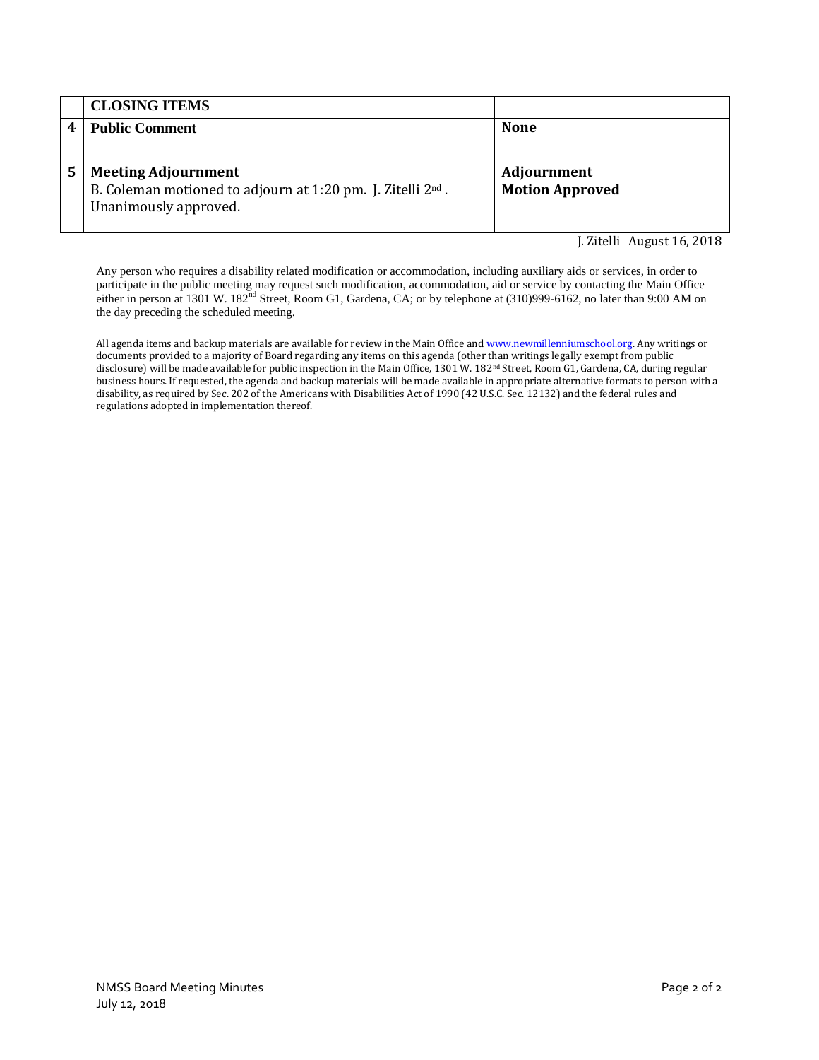| | CLOSING ITEMS | |
|---|---|---|
| 4 | **Public Comment** | **None** |
| 5 | **Meeting Adjournment**<br>B. Coleman motioned to adjourn at 1:20 pm. J. Zitelli 2nd .<br>Unanimously approved. | **Adjournment**<br>**Motion Approved** |

J. Zitelli August 16, 2018

Any person who requires a disability related modification or accommodation, including auxiliary aids or services, in order to participate in the public meeting may request such modification, accommodation, aid or service by contacting the Main Office either in person at 1301 W. 182nd Street, Room G1, Gardena, CA; or by telephone at (310)999-6162, no later than 9:00 AM on the day preceding the scheduled meeting.

All agenda items and backup materials are available for review in the Main Office and www.newmillenniumschool.org. Any writings or documents provided to a majority of Board regarding any items on this agenda (other than writings legally exempt from public disclosure) will be made available for public inspection in the Main Office, 1301 W. 182nd Street, Room G1, Gardena, CA, during regular business hours. If requested, the agenda and backup materials will be made available in appropriate alternative formats to person with a disability, as required by Sec. 202 of the Americans with Disabilities Act of 1990 (42 U.S.C. Sec. 12132) and the federal rules and regulations adopted in implementation thereof.